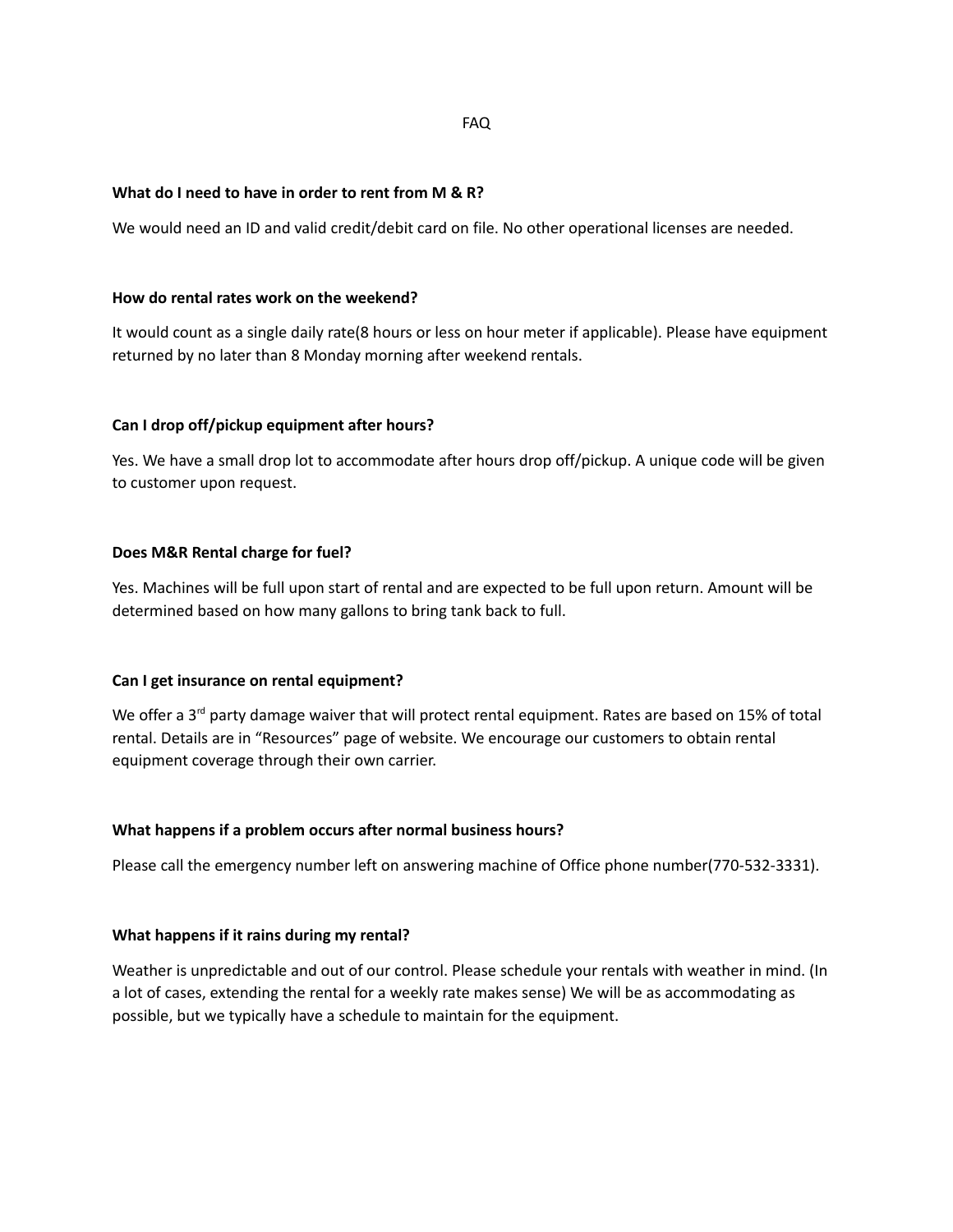# FAQ

**What do I need to have in order to rent from M & R?**

We would need an ID and valid credit/debit card on file. No other operational licenses are needed.

**How do rental rates work on the weekend?**

It would count as a single daily rate(8 hours or less on hour meter if applicable). Please have equipment returned by no later than 8 Monday morning after weekend rentals.

**Can I drop off/pickup equipment after hours?**

Yes. We have a small drop lot to accommodate after hours drop off/pickup. A unique code will be given to customer upon request.

**Does M&R Rental charge for fuel?**

Yes. Machines will be full upon start of rental and are expected to be full upon return. Amount will be determined based on how many gallons to bring tank back to full.

**Can I get insurance on rental equipment?**

We offer a 3rd party damage waiver that will protect rental equipment. Rates are based on 15% of total rental. Details are in "Resources" page of website. We encourage our customers to obtain rental equipment coverage through their own carrier.

**What happens if a problem occurs after normal business hours?**

Please call the emergency number left on answering machine of Office phone number(770-532-3331).

**What happens if it rains during my rental?**

Weather is unpredictable and out of our control. Please schedule your rentals with weather in mind. (In a lot of cases, extending the rental for a weekly rate makes sense) We will be as accommodating as possible, but we typically have a schedule to maintain for the equipment.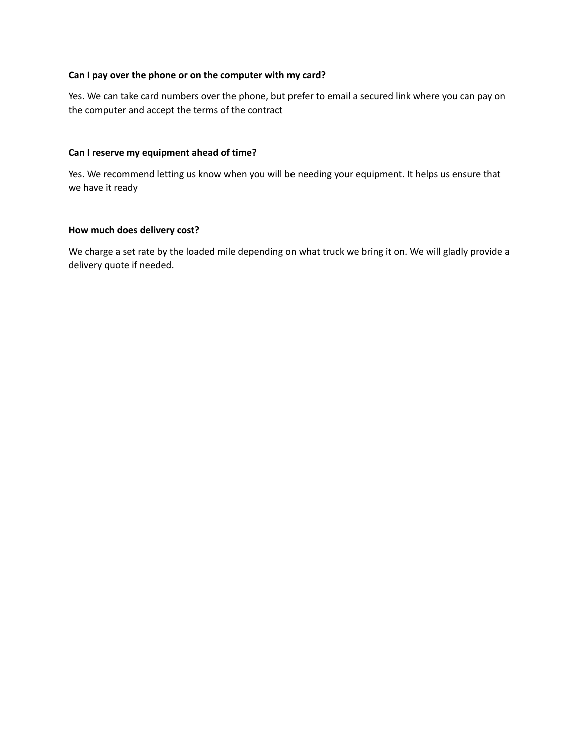**Can I pay over the phone or on the computer with my card?**

Yes. We can take card numbers over the phone, but prefer to email a secured link where you can pay on the computer and accept the terms of the contract

**Can I reserve my equipment ahead of time?**

Yes. We recommend letting us know when you will be needing your equipment. It helps us ensure that we have it ready

**How much does delivery cost?**

We charge a set rate by the loaded mile depending on what truck we bring it on. We will gladly provide a delivery quote if needed.